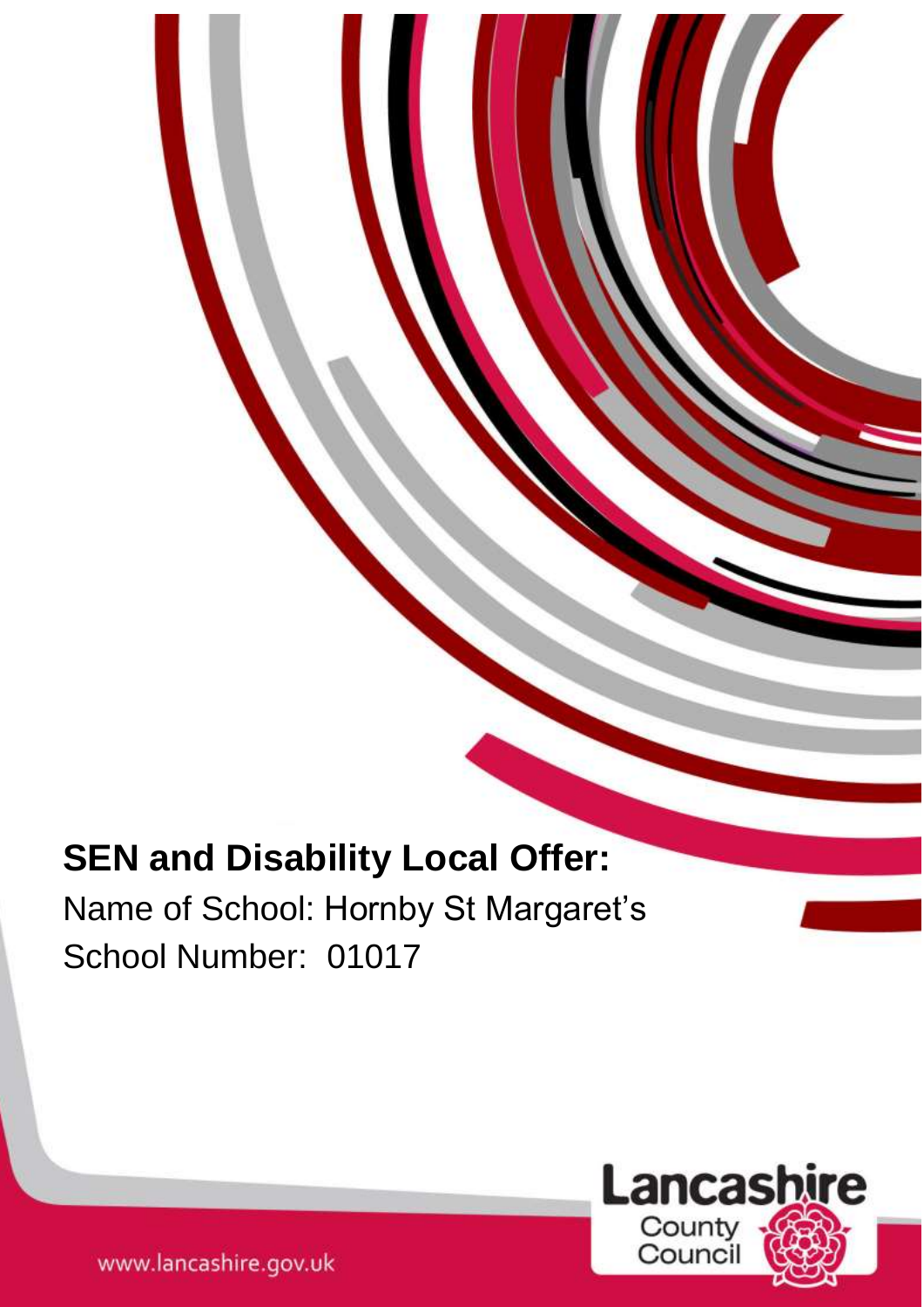# SEN and Disability Local Offer:

Name of School: Hornby St Margaret's

School Number: 01017

Lancashire County Council

www.lancashire.gov.uk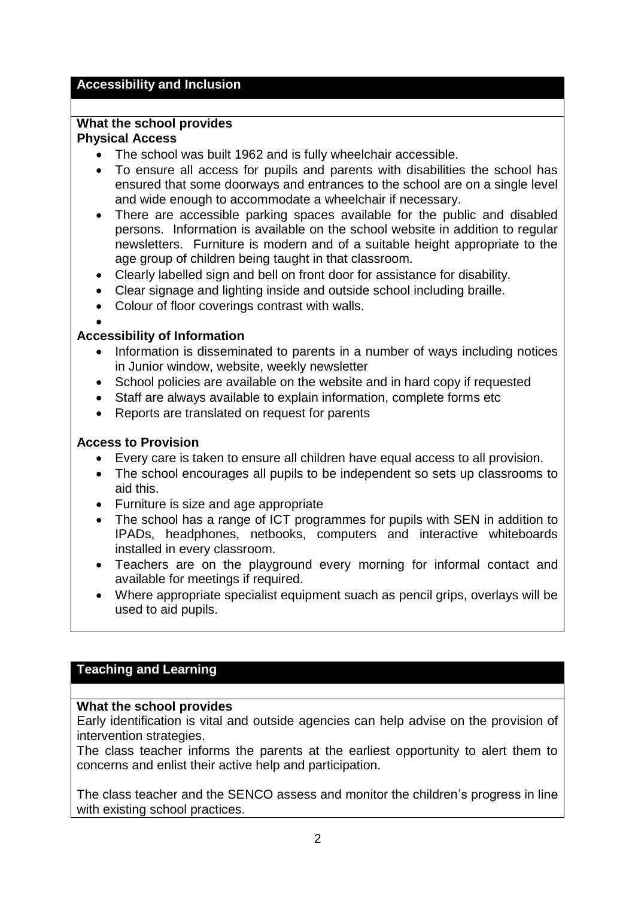## Accessibility and Inclusion

**What the school provides**

**Physical Access**

- The school was built 1962 and is fully wheelchair accessible.
- To ensure all access for pupils and parents with disabilities the school has ensured that some doorways and entrances to the school are on a single level and wide enough to accommodate a wheelchair if necessary.
- There are accessible parking spaces available for the public and disabled persons. Information is available on the school website in addition to regular newsletters. Furniture is modern and of a suitable height appropriate to the age group of children being taught in that classroom.
- Clearly labelled sign and bell on front door for assistance for disability.
- Clear signage and lighting inside and outside school including braille.
- Colour of floor coverings contrast with walls.

**Accessibility of Information**

- Information is disseminated to parents in a number of ways including notices in Junior window, website, weekly newsletter
- School policies are available on the website and in hard copy if requested
- Staff are always available to explain information, complete forms etc
- Reports are translated on request for parents

**Access to Provision**

- Every care is taken to ensure all children have equal access to all provision.
- The school encourages all pupils to be independent so sets up classrooms to aid this.
- Furniture is size and age appropriate
- The school has a range of ICT programmes for pupils with SEN in addition to IPADs, headphones, netbooks, computers and interactive whiteboards installed in every classroom.
- Teachers are on the playground every morning for informal contact and available for meetings if required.
- Where appropriate specialist equipment suach as pencil grips, overlays will be used to aid pupils.

## Teaching and Learning

**What the school provides**

Early identification is vital and outside agencies can help advise on the provision of intervention strategies.

The class teacher informs the parents at the earliest opportunity to alert them to concerns and enlist their active help and participation.

The class teacher and the SENCO assess and monitor the children's progress in line with existing school practices.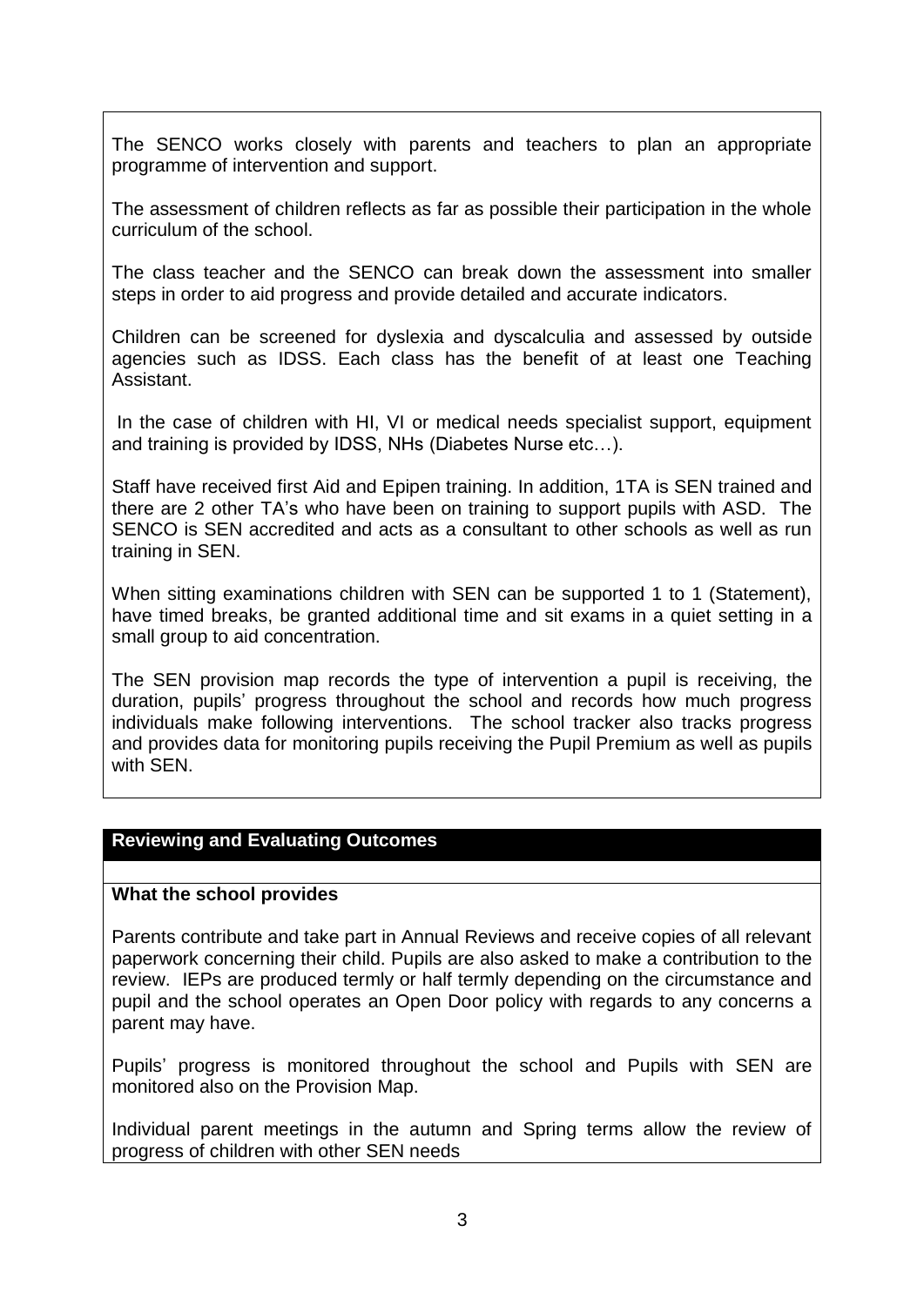The SENCO works closely with parents and teachers to plan an appropriate programme of intervention and support.

The assessment of children reflects as far as possible their participation in the whole curriculum of the school.

The class teacher and the SENCO can break down the assessment into smaller steps in order to aid progress and provide detailed and accurate indicators.

Children can be screened for dyslexia and dyscalculia and assessed by outside agencies such as IDSS. Each class has the benefit of at least one Teaching Assistant.

In the case of children with HI, VI or medical needs specialist support, equipment and training is provided by IDSS, NHs (Diabetes Nurse etc…).

Staff have received first Aid and Epipen training. In addition, 1TA is SEN trained and there are 2 other TA's who have been on training to support pupils with ASD. The SENCO is SEN accredited and acts as a consultant to other schools as well as run training in SEN.

When sitting examinations children with SEN can be supported 1 to 1 (Statement), have timed breaks, be granted additional time and sit exams in a quiet setting in a small group to aid concentration.

The SEN provision map records the type of intervention a pupil is receiving, the duration, pupils' progress throughout the school and records how much progress individuals make following interventions. The school tracker also tracks progress and provides data for monitoring pupils receiving the Pupil Premium as well as pupils with SEN.

## Reviewing and Evaluating Outcomes

### What the school provides

Parents contribute and take part in Annual Reviews and receive copies of all relevant paperwork concerning their child. Pupils are also asked to make a contribution to the review. IEPs are produced termly or half termly depending on the circumstance and pupil and the school operates an Open Door policy with regards to any concerns a parent may have.

Pupils' progress is monitored throughout the school and Pupils with SEN are monitored also on the Provision Map.

Individual parent meetings in the autumn and Spring terms allow the review of progress of children with other SEN needs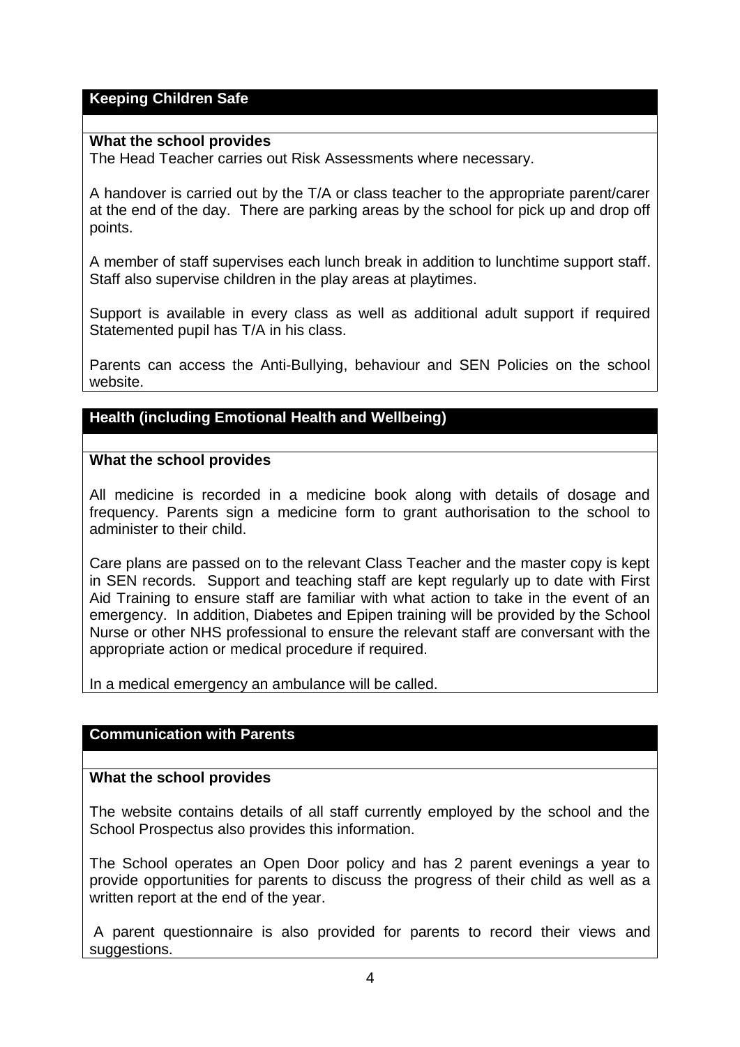## Keeping Children Safe

**What the school provides**

The Head Teacher carries out Risk Assessments where necessary.

A handover is carried out by the T/A or class teacher to the appropriate parent/carer at the end of the day. There are parking areas by the school for pick up and drop off points.

A member of staff supervises each lunch break in addition to lunchtime support staff. Staff also supervise children in the play areas at playtimes.

Support is available in every class as well as additional adult support if required Statemented pupil has T/A in his class.

Parents can access the Anti-Bullying, behaviour and SEN Policies on the school website.

## Health (including Emotional Health and Wellbeing)

**What the school provides**

All medicine is recorded in a medicine book along with details of dosage and frequency. Parents sign a medicine form to grant authorisation to the school to administer to their child.

Care plans are passed on to the relevant Class Teacher and the master copy is kept in SEN records. Support and teaching staff are kept regularly up to date with First Aid Training to ensure staff are familiar with what action to take in the event of an emergency. In addition, Diabetes and Epipen training will be provided by the School Nurse or other NHS professional to ensure the relevant staff are conversant with the appropriate action or medical procedure if required.

In a medical emergency an ambulance will be called.

## Communication with Parents

**What the school provides**

The website contains details of all staff currently employed by the school and the School Prospectus also provides this information.

The School operates an Open Door policy and has 2 parent evenings a year to provide opportunities for parents to discuss the progress of their child as well as a written report at the end of the year.

A parent questionnaire is also provided for parents to record their views and suggestions.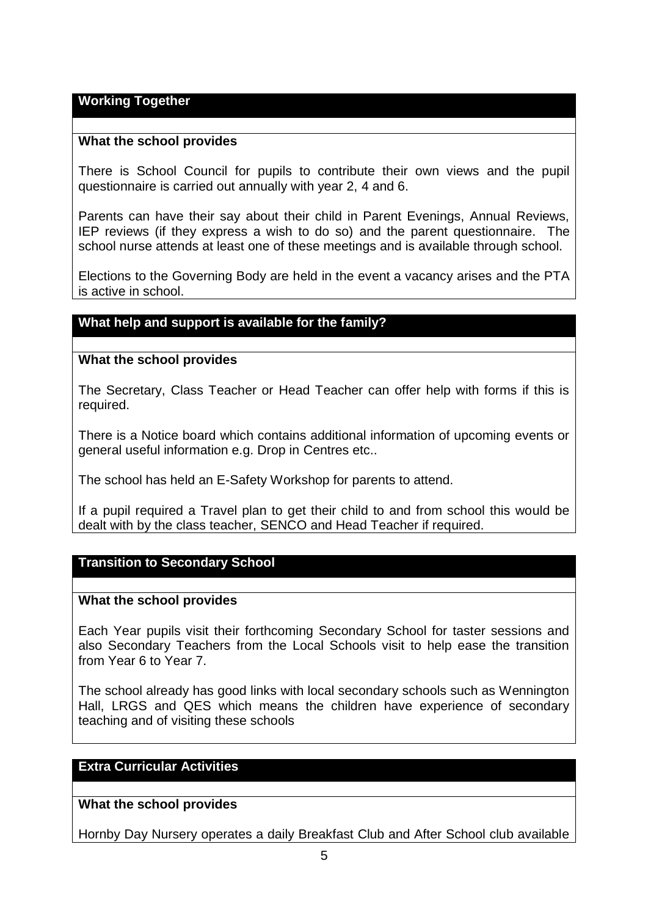## Working Together

### What the school provides

There is School Council for pupils to contribute their own views and the pupil questionnaire is carried out annually with year 2, 4 and 6.

Parents can have their say about their child in Parent Evenings, Annual Reviews, IEP reviews (if they express a wish to do so) and the parent questionnaire. The school nurse attends at least one of these meetings and is available through school.

Elections to the Governing Body are held in the event a vacancy arises and the PTA is active in school.

## What help and support is available for the family?

### What the school provides

The Secretary, Class Teacher or Head Teacher can offer help with forms if this is required.

There is a Notice board which contains additional information of upcoming events or general useful information e.g. Drop in Centres etc..

The school has held an E-Safety Workshop for parents to attend.

If a pupil required a Travel plan to get their child to and from school this would be dealt with by the class teacher, SENCO and Head Teacher if required.

## Transition to Secondary School

### What the school provides

Each Year pupils visit their forthcoming Secondary School for taster sessions and also Secondary Teachers from the Local Schools visit to help ease the transition from Year 6 to Year 7.

The school already has good links with local secondary schools such as Wennington Hall, LRGS and QES which means the children have experience of secondary teaching and of visiting these schools

## Extra Curricular Activities

### What the school provides

Hornby Day Nursery operates a daily Breakfast Club and After School club available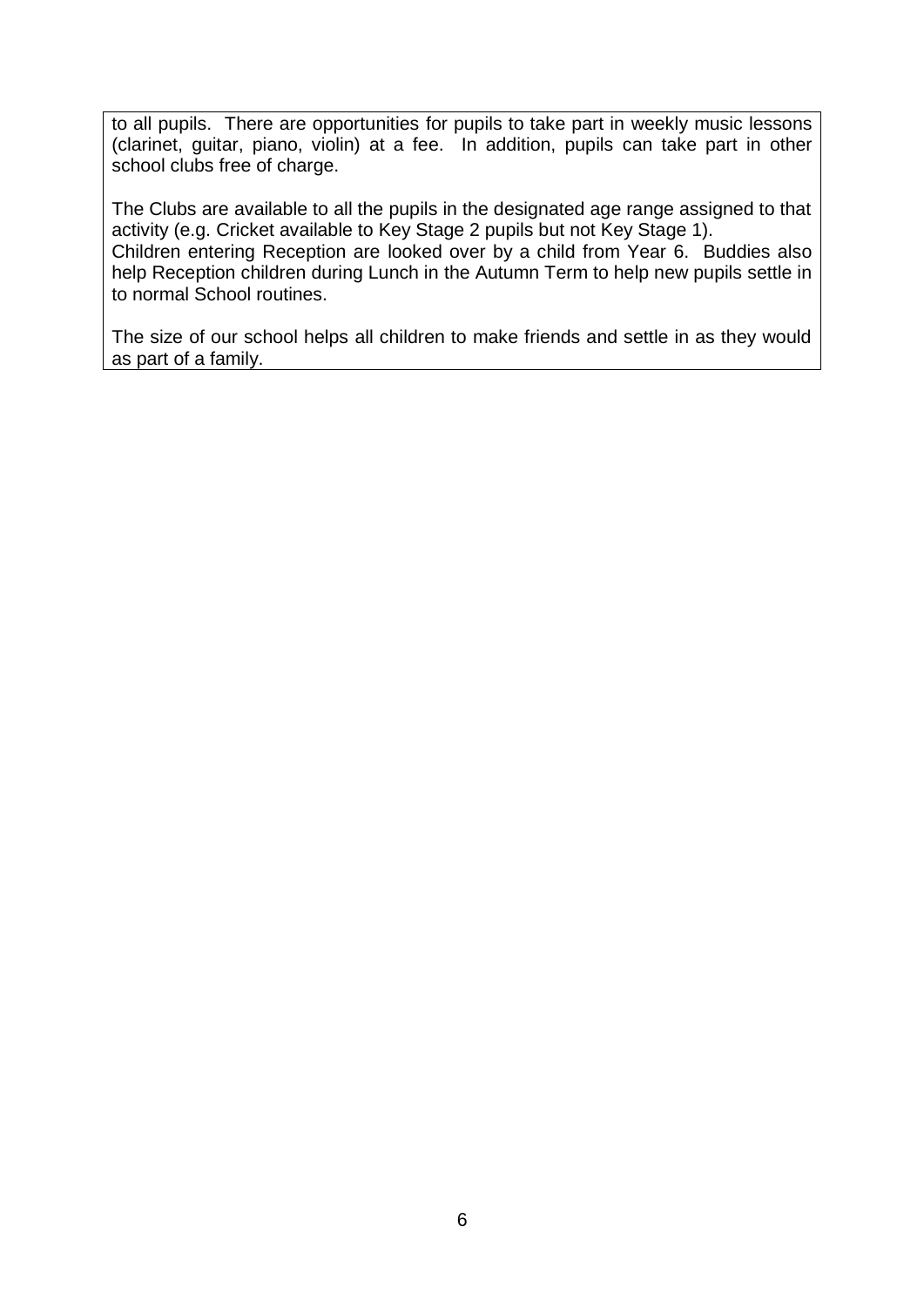to all pupils. There are opportunities for pupils to take part in weekly music lessons (clarinet, guitar, piano, violin) at a fee. In addition, pupils can take part in other school clubs free of charge.

The Clubs are available to all the pupils in the designated age range assigned to that activity (e.g. Cricket available to Key Stage 2 pupils but not Key Stage 1).
Children entering Reception are looked over by a child from Year 6. Buddies also help Reception children during Lunch in the Autumn Term to help new pupils settle in to normal School routines.

The size of our school helps all children to make friends and settle in as they would as part of a family.